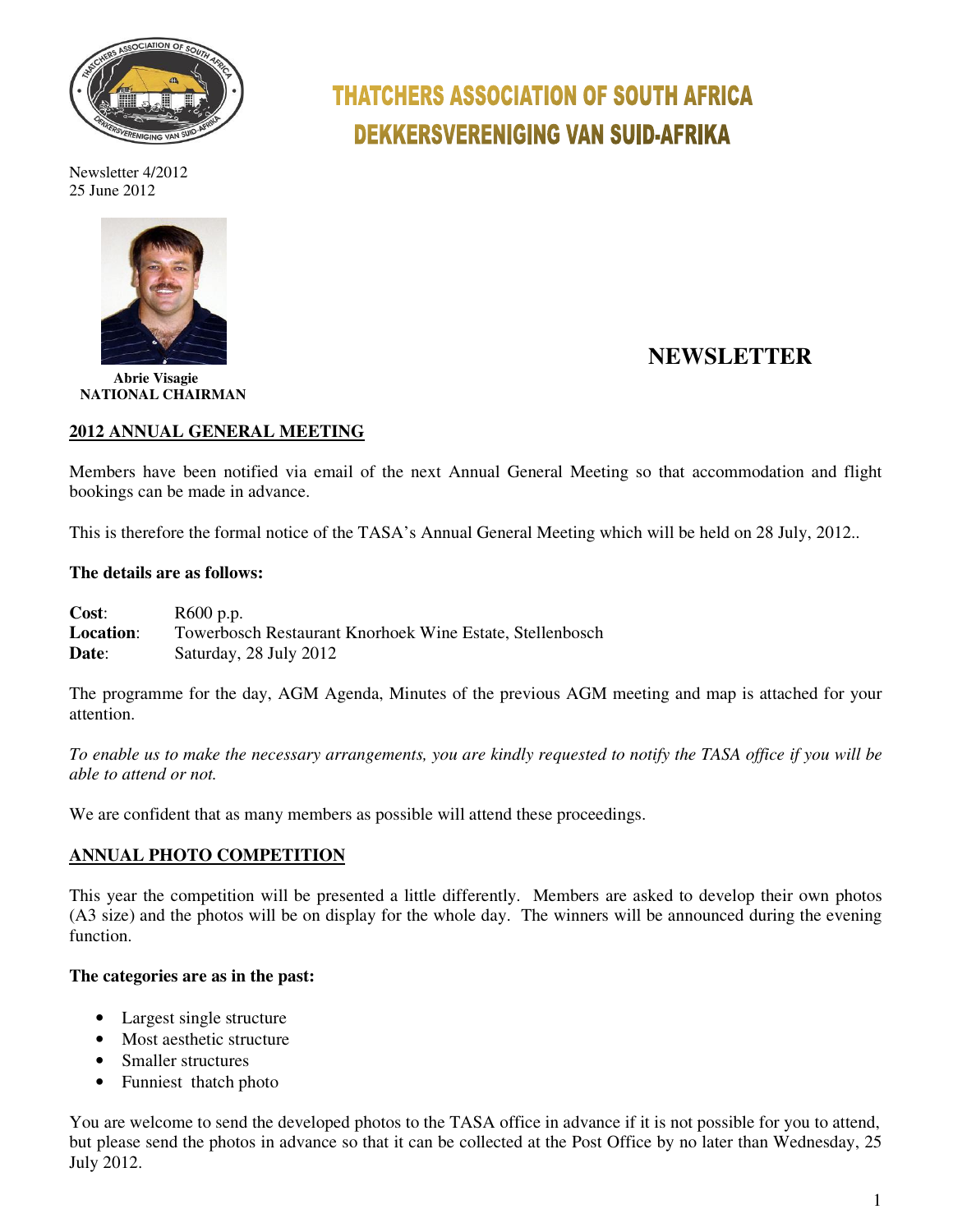# THATCHERS ASSOCIATION OF SOUTH AFRICA
# DEKKERSVERENIGING VAN SUID-AFRIKA

Newsletter 4/2012
25 June 2012

**Abrie Visagie**
**NATIONAL CHAIRMAN**

## NEWSLETTER

### 2012 ANNUAL GENERAL MEETING

Members have been notified via email of the next Annual General Meeting so that accommodation and flight bookings can be made in advance.

This is therefore the formal notice of the TASA's Annual General Meeting which will be held on 28 July, 2012..

**The details are as follows:**

**Cost**: R600 p.p.
**Location**: Towerbosch Restaurant Knorhoek Wine Estate, Stellenbosch
**Date**: Saturday, 28 July 2012

The programme for the day, AGM Agenda, Minutes of the previous AGM meeting and map is attached for your attention.

*To enable us to make the necessary arrangements, you are kindly requested to notify the TASA office if you will be able to attend or not.*

We are confident that as many members as possible will attend these proceedings.

### ANNUAL PHOTO COMPETITION

This year the competition will be presented a little differently. Members are asked to develop their own photos (A3 size) and the photos will be on display for the whole day. The winners will be announced during the evening function.

**The categories are as in the past:**

- Largest single structure
- Most aesthetic structure
- Smaller structures
- Funniest thatch photo

You are welcome to send the developed photos to the TASA office in advance if it is not possible for you to attend, but please send the photos in advance so that it can be collected at the Post Office by no later than Wednesday, 25 July 2012.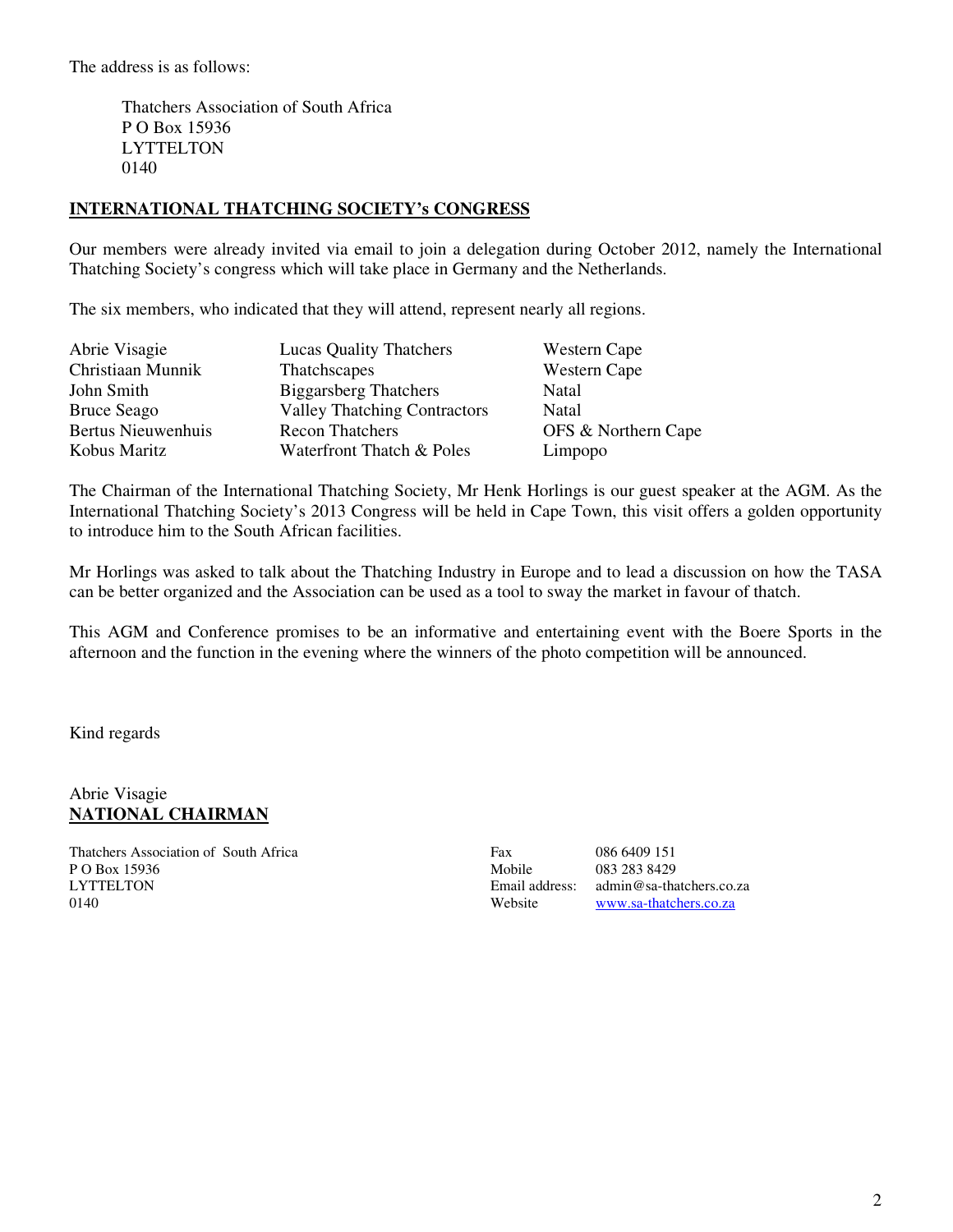The address is as follows:

Thatchers Association of South Africa
P O Box 15936
LYTTELTON
0140

## INTERNATIONAL THATCHING SOCIETY's CONGRESS

Our members were already invited via email to join a delegation during October 2012, namely the International Thatching Society's congress which will take place in Germany and the Netherlands.

The six members, who indicated that they will attend, represent nearly all regions.

| | | |
|---|---|---|
| Abrie Visagie | Lucas Quality Thatchers | Western Cape |
| Christiaan Munnik | Thatchscapes | Western Cape |
| John Smith | Biggarsberg Thatchers | Natal |
| Bruce Seago | Valley Thatching Contractors | Natal |
| Bertus Nieuwenhuis | Recon Thatchers | OFS & Northern Cape |
| Kobus Maritz | Waterfront Thatch & Poles | Limpopo |

The Chairman of the International Thatching Society, Mr Henk Horlings is our guest speaker at the AGM. As the International Thatching Society's 2013 Congress will be held in Cape Town, this visit offers a golden opportunity to introduce him to the South African facilities.

Mr Horlings was asked to talk about the Thatching Industry in Europe and to lead a discussion on how the TASA can be better organized and the Association can be used as a tool to sway the market in favour of thatch.

This AGM and Conference promises to be an informative and entertaining event with the Boere Sports in the afternoon and the function in the evening where the winners of the photo competition will be announced.

Kind regards

Abrie Visagie
**NATIONAL CHAIRMAN**

Thatchers Association of South Africa
P O Box 15936
LYTTELTON
0140

Fax 086 6409 151
Mobile 083 283 8429
Email address: admin@sa-thatchers.co.za
Website www.sa-thatchers.co.za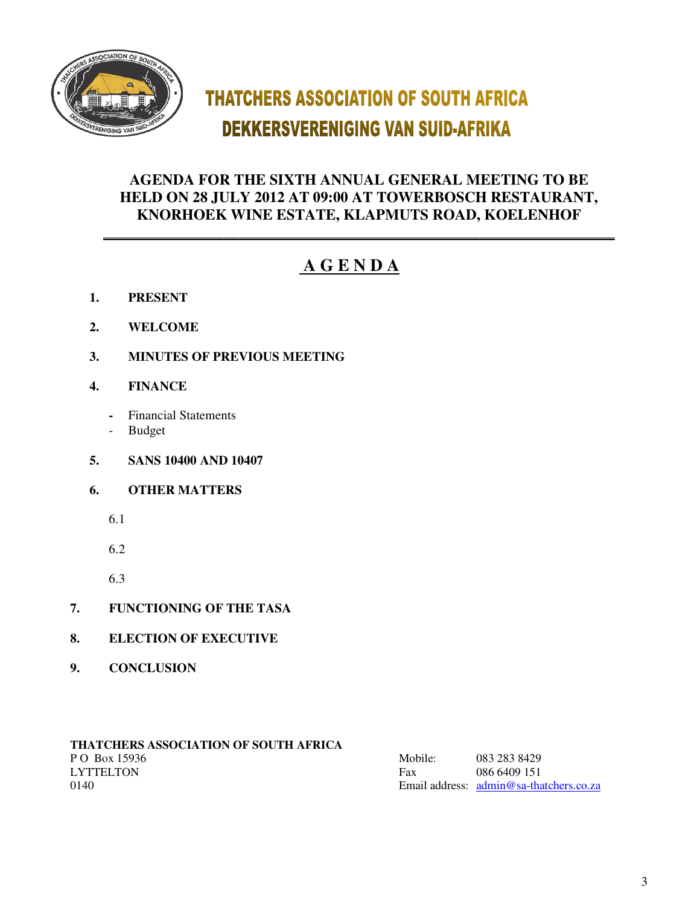# THATCHERS ASSOCIATION OF SOUTH AFRICA
# DEKKERSVERENIGING VAN SUID-AFRIKA

## AGENDA FOR THE SIXTH ANNUAL GENERAL MEETING TO BE HELD ON 28 JULY 2012 AT 09:00 AT TOWERBOSCH RESTAURANT, KNORHOEK WINE ESTATE, KLAPMUTS ROAD, KOELENHOF

---

## A G E N D A

1. **PRESENT**
2. **WELCOME**
3. **MINUTES OF PREVIOUS MEETING**
4. **FINANCE**
   - Financial Statements
   - Budget
5. **SANS 10400 AND 10407**
6. **OTHER MATTERS**

   6.1

   6.2

   6.3
7. **FUNCTIONING OF THE TASA**
8. **ELECTION OF EXECUTIVE**
9. **CONCLUSION**

**THATCHERS ASSOCIATION OF SOUTH AFRICA**
P O Box 15936
LYTTELTON
0140

Mobile: 083 283 8429
Fax 086 6409 151
Email address: admin@sa-thatchers.co.za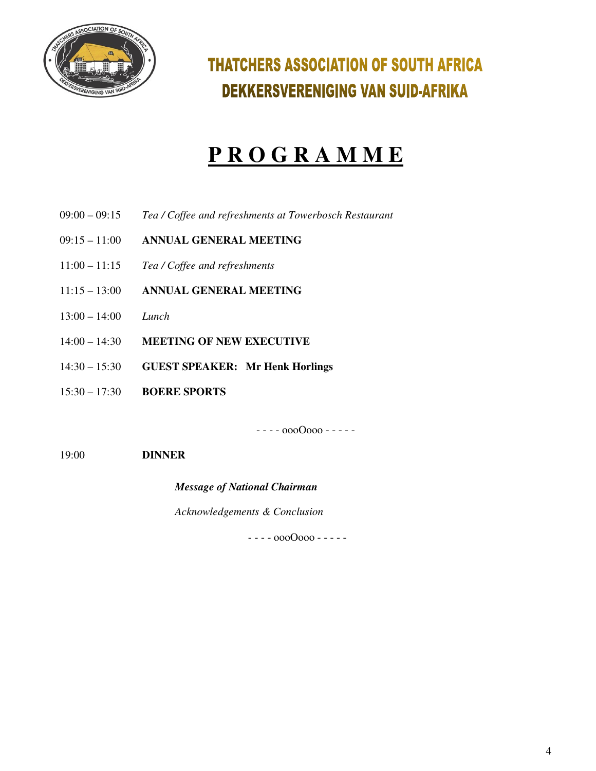# THATCHERS ASSOCIATION OF SOUTH AFRICA
# DEKKERSVERENIGING VAN SUID-AFRIKA

## PROGRAMME

| | |
|---|---|
| 09:00 – 09:15 | *Tea / Coffee and refreshments at Towerbosch Restaurant* |
| 09:15 – 11:00 | **ANNUAL GENERAL MEETING** |
| 11:00 – 11:15 | *Tea / Coffee and refreshments* |
| 11:15 – 13:00 | **ANNUAL GENERAL MEETING** |
| 13:00 – 14:00 | *Lunch* |
| 14:00 – 14:30 | **MEETING OF NEW EXECUTIVE** |
| 14:30 – 15:30 | **GUEST SPEAKER: Mr Henk Horlings** |
| 15:30 – 17:30 | **BOERE SPORTS** |

- - - - oooOooo - - - - -

19:00 **DINNER**

***Message of National Chairman***

*Acknowledgements & Conclusion*

- - - - oooOooo - - - - -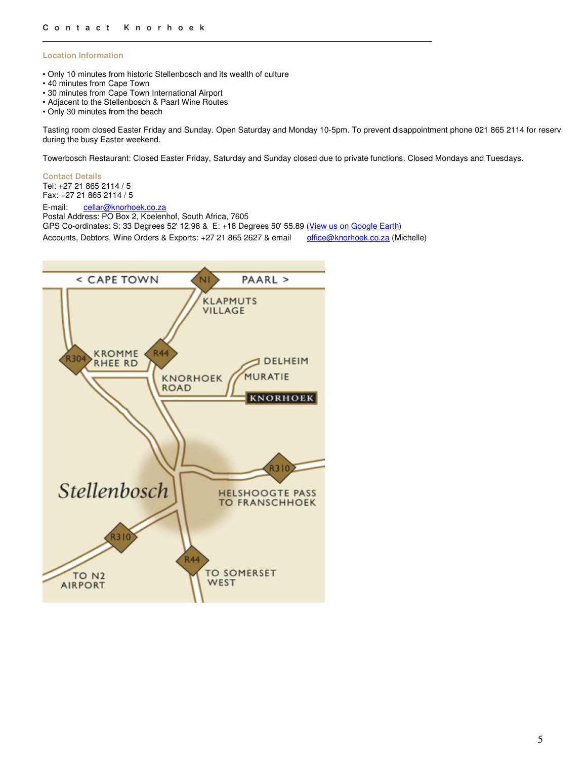# Contact Knorhoek

## Location Information

- Only 10 minutes from historic Stellenbosch and its wealth of culture
- 40 minutes from Cape Town
- 30 minutes from Cape Town International Airport
- Adjacent to the Stellenbosch & Paarl Wine Routes
- Only 30 minutes from the beach

Tasting room closed Easter Friday and Sunday. Open Saturday and Monday 10-5pm. To prevent disappointment phone 021 865 2114 for reserv during the busy Easter weekend.

Towerbosch Restaurant: Closed Easter Friday, Saturday and Sunday closed due to private functions. Closed Mondays and Tuesdays.

## Contact Details

Tel: +27 21 865 2114 / 5
Fax: +27 21 865 2114 / 5

E-mail: cellar@knorhoek.co.za
Postal Address: PO Box 2, Koelenhof, South Africa, 7605
GPS Co-ordinates: S: 33 Degrees 52' 12.98 & E: +18 Degrees 50' 55.89 (View us on Google Earth)
Accounts, Debtors, Wine Orders & Exports: +27 21 865 2627 & email office@knorhoek.co.za (Michelle)

< CAPE TOWN
N1
PAARL >
KLAPMUTS VILLAGE
R304
KROMME RHEE RD
R44
KNORHOEK ROAD
DELHEIM
MURATIE
KNORHOEK
Stellenbosch
R310
HELSHOOGTE PASS TO FRANSCHHOEK
R310
TO N2 AIRPORT
R44
TO SOMERSET WEST